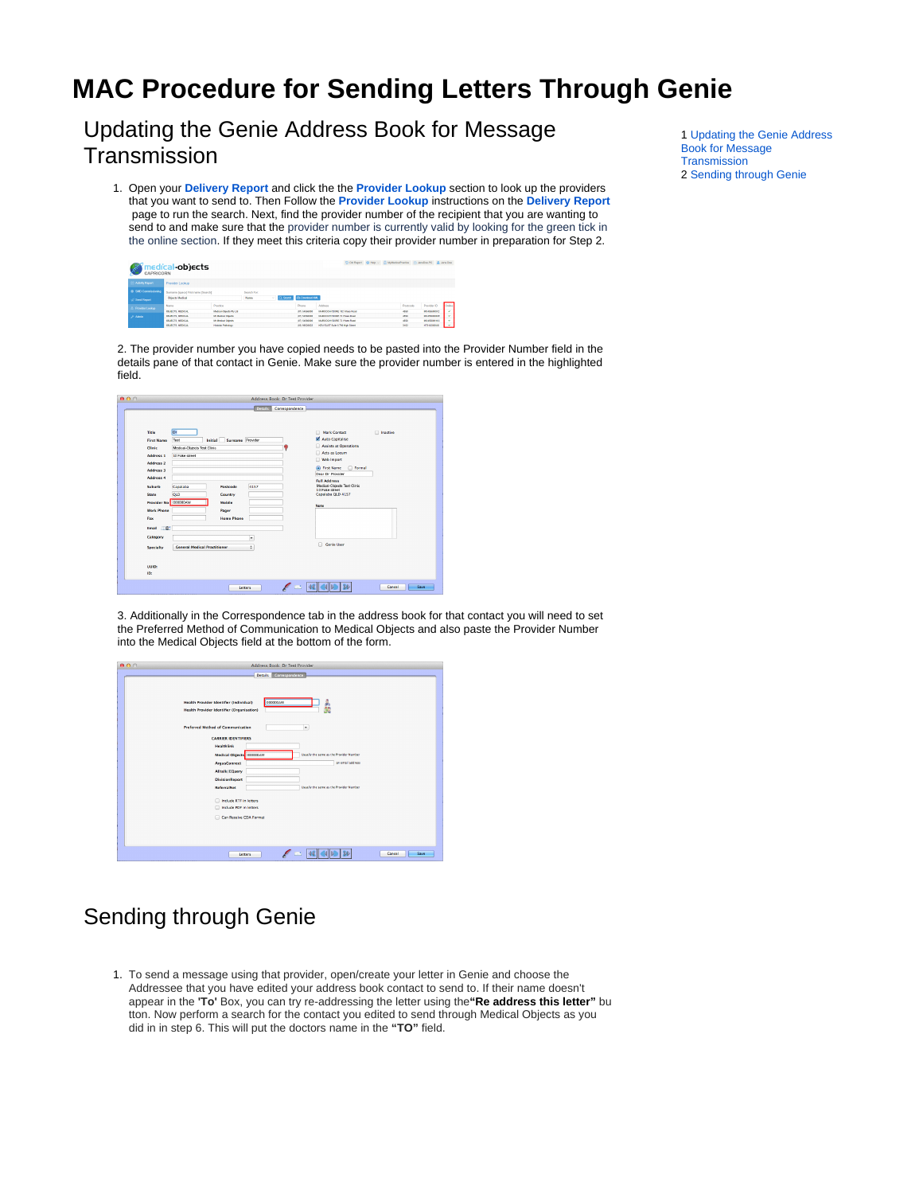# MAC Procedure for Sending Letters Through Genie

1 Updating the Genie Address Book for Message Transmission
2 Sending through Genie

## Updating the Genie Address Book for Message Transmission

1. Open your **Delivery Report** and click the the **Provider Lookup** section to look up the providers that you want to send to. Then Follow the **Provider Lookup** instructions on the **Delivery Report** page to run the search. Next, find the provider number of the recipient that you are wanting to send to and make sure that the provider number is currently valid by looking for the green tick in the online section. If they meet this criteria copy their provider number in preparation for Step 2.

2. The provider number you have copied needs to be pasted into the Provider Number field in the details pane of that contact in Genie. Make sure the provider number is entered in the highlighted field.

3. Additionally in the Correspondence tab in the address book for that contact you will need to set the Preferred Method of Communication to Medical Objects and also paste the Provider Number into the Medical Objects field at the bottom of the form.

## Sending through Genie

1. To send a message using that provider, open/create your letter in Genie and choose the Addressee that you have edited your address book contact to send to. If their name doesn't appear in the **'To'** Box, you can try re-addressing the letter using the **"Re address this letter"** button. Now perform a search for the contact you edited to send through Medical Objects as you did in in step 6. This will put the doctors name in the **"TO"** field.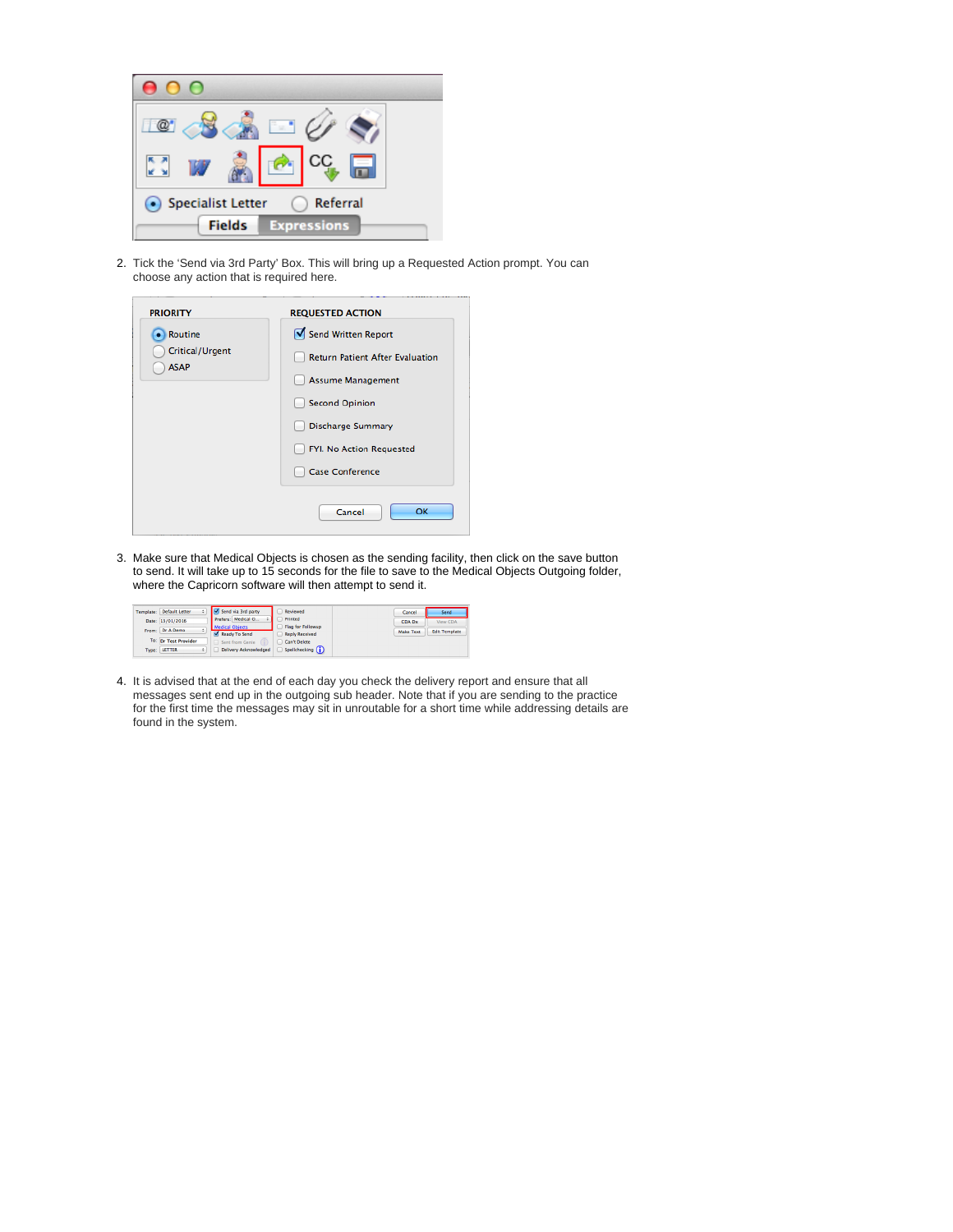2. Tick the 'Send via 3rd Party' Box. This will bring up a Requested Action prompt. You can choose any action that is required here.

3. Make sure that Medical Objects is chosen as the sending facility, then click on the save button to send. It will take up to 15 seconds for the file to save to the Medical Objects Outgoing folder, where the Capricorn software will then attempt to send it.

4. It is advised that at the end of each day you check the delivery report and ensure that all messages sent end up in the outgoing sub header. Note that if you are sending to the practice for the first time the messages may sit in unroutable for a short time while addressing details are found in the system.